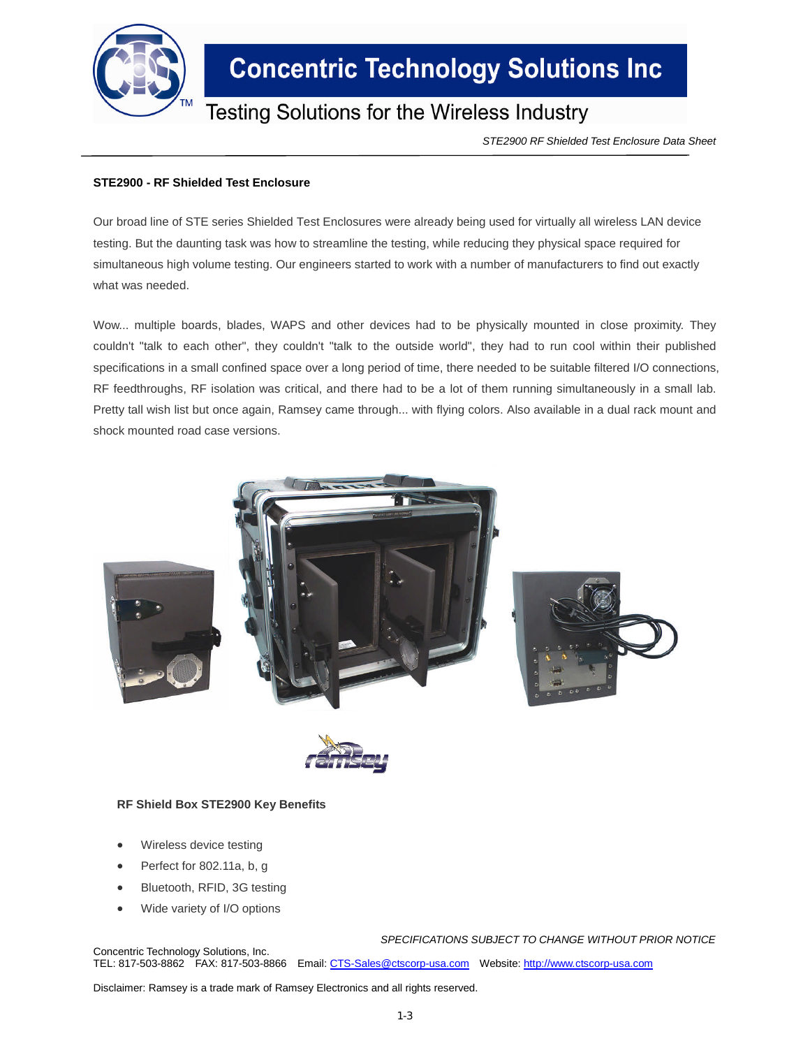# Concentric Technology Solutions Inc

Testing Solutions for the Wireless Industry

*STE2900 RF Shielded Test Enclosure Data Sheet*

**STE2900 - RF Shielded Test Enclosure**

Our broad line of STE series Shielded Test Enclosures were already being used for virtually all wireless LAN device testing. But the daunting task was how to streamline the testing, while reducing they physical space required for simultaneous high volume testing. Our engineers started to work with a number of manufacturers to find out exactly what was needed.

Wow... multiple boards, blades, WAPS and other devices had to be physically mounted in close proximity. They couldn't "talk to each other", they couldn't "talk to the outside world", they had to run cool within their published specifications in a small confined space over a long period of time, there needed to be suitable filtered I/O connections, RF feedthroughs, RF isolation was critical, and there had to be a lot of them running simultaneously in a small lab. Pretty tall wish list but once again, Ramsey came through... with flying colors. Also available in a dual rack mount and shock mounted road case versions.

**RF Shield Box STE2900 Key Benefits**

- Wireless device testing
- Perfect for 802.11a, b, g
- Bluetooth, RFID, 3G testing
- Wide variety of I/O options

*SPECIFICATIONS SUBJECT TO CHANGE WITHOUT PRIOR NOTICE*

Concentric Technology Solutions, Inc.
TEL: 817-503-8862 FAX: 817-503-8866 Email: CTS-Sales@ctscorp-usa.com Website: http://www.ctscorp-usa.com

Disclaimer: Ramsey is a trade mark of Ramsey Electronics and all rights reserved.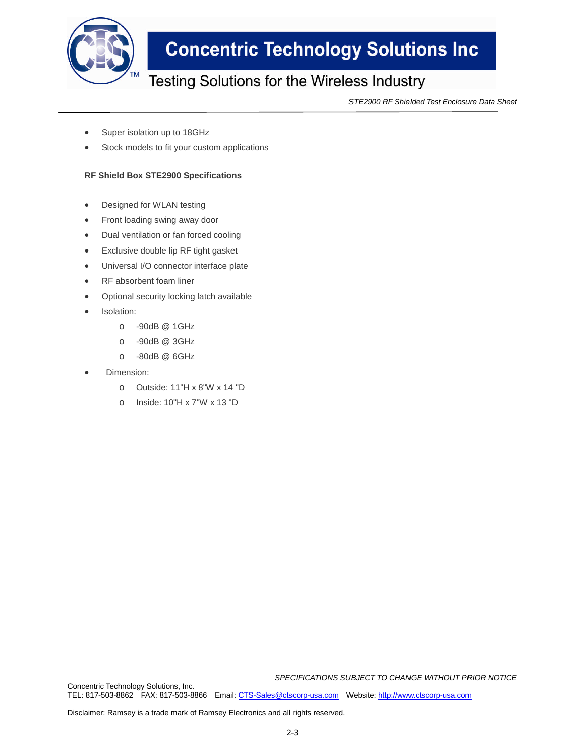- Super isolation up to 18GHz
- Stock models to fit your custom applications

**RF Shield Box STE2900 Specifications**

- Designed for WLAN testing
- Front loading swing away door
- Dual ventilation or fan forced cooling
- Exclusive double lip RF tight gasket
- Universal I/O connector interface plate
- RF absorbent foam liner
- Optional security locking latch available
- Isolation:
  - -90dB @ 1GHz
  - -90dB @ 3GHz
  - -80dB @ 6GHz
- Dimension:
  - Outside: 11"H x 8"W x 14 "D
  - Inside: 10"H x 7"W x 13 "D

*SPECIFICATIONS SUBJECT TO CHANGE WITHOUT PRIOR NOTICE*

Concentric Technology Solutions, Inc.
TEL: 817-503-8862 FAX: 817-503-8866 Email: CTS-Sales@ctscorp-usa.com Website: http://www.ctscorp-usa.com

Disclaimer: Ramsey is a trade mark of Ramsey Electronics and all rights reserved.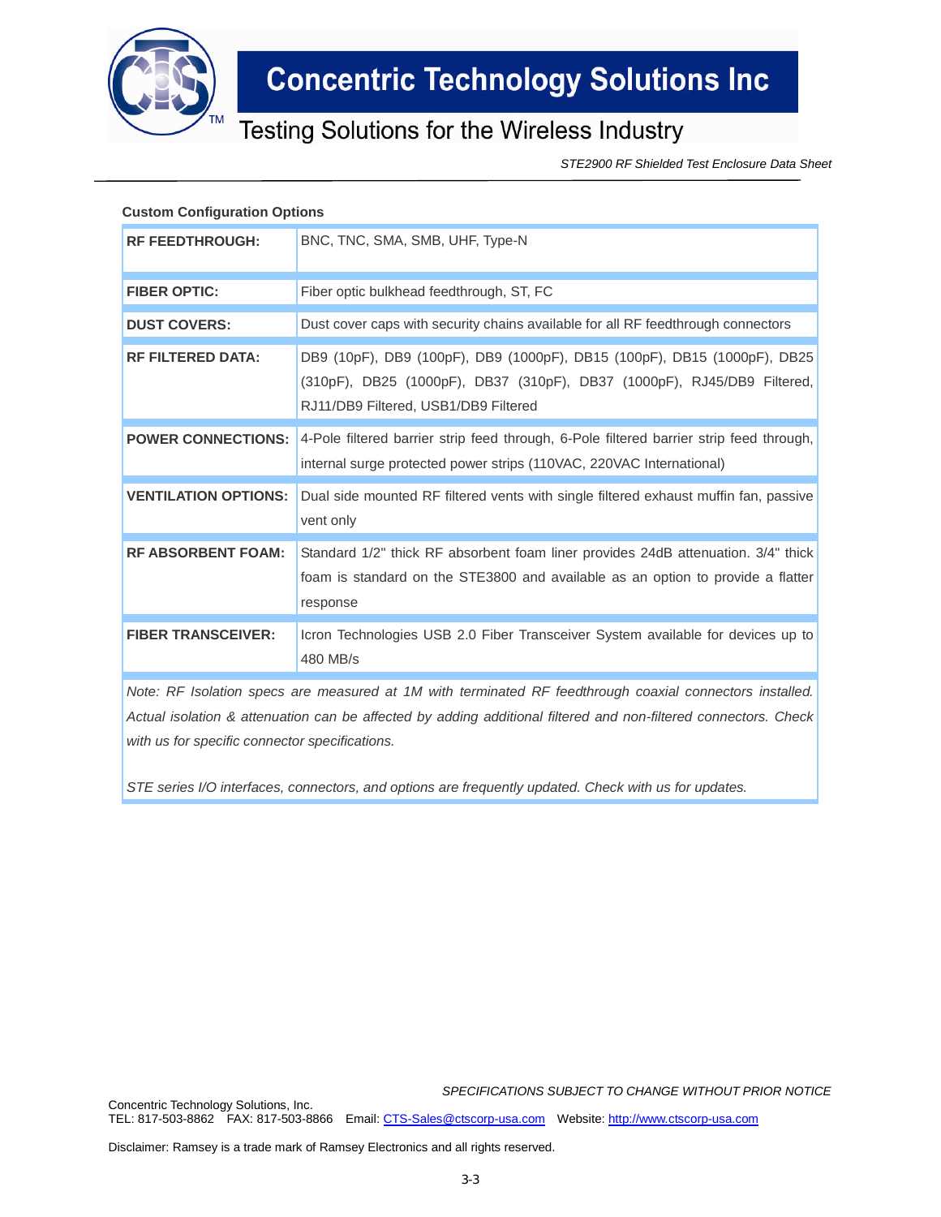**Custom Configuration Options**

| | |
|---|---|
| **RF FEEDTHROUGH:** | BNC, TNC, SMA, SMB, UHF, Type-N |
| **FIBER OPTIC:** | Fiber optic bulkhead feedthrough, ST, FC |
| **DUST COVERS:** | Dust cover caps with security chains available for all RF feedthrough connectors |
| **RF FILTERED DATA:** | DB9 (10pF), DB9 (100pF), DB9 (1000pF), DB15 (100pF), DB15 (1000pF), DB25 (310pF), DB25 (1000pF), DB37 (310pF), DB37 (1000pF), RJ45/DB9 Filtered, RJ11/DB9 Filtered, USB1/DB9 Filtered |
| **POWER CONNECTIONS:** | 4-Pole filtered barrier strip feed through, 6-Pole filtered barrier strip feed through, internal surge protected power strips (110VAC, 220VAC International) |
| **VENTILATION OPTIONS:** | Dual side mounted RF filtered vents with single filtered exhaust muffin fan, passive vent only |
| **RF ABSORBENT FOAM:** | Standard 1/2" thick RF absorbent foam liner provides 24dB attenuation. 3/4" thick foam is standard on the STE3800 and available as an option to provide a flatter response |
| **FIBER TRANSCEIVER:** | Icron Technologies USB 2.0 Fiber Transceiver System available for devices up to 480 MB/s |

*Note: RF Isolation specs are measured at 1M with terminated RF feedthrough coaxial connectors installed. Actual isolation & attenuation can be affected by adding additional filtered and non-filtered connectors. Check with us for specific connector specifications.*

*STE series I/O interfaces, connectors, and options are frequently updated. Check with us for updates.*

*SPECIFICATIONS SUBJECT TO CHANGE WITHOUT PRIOR NOTICE*

Concentric Technology Solutions, Inc.
TEL: 817-503-8862 FAX: 817-503-8866 Email: CTS-Sales@ctscorp-usa.com Website: http://www.ctscorp-usa.com

Disclaimer: Ramsey is a trade mark of Ramsey Electronics and all rights reserved.